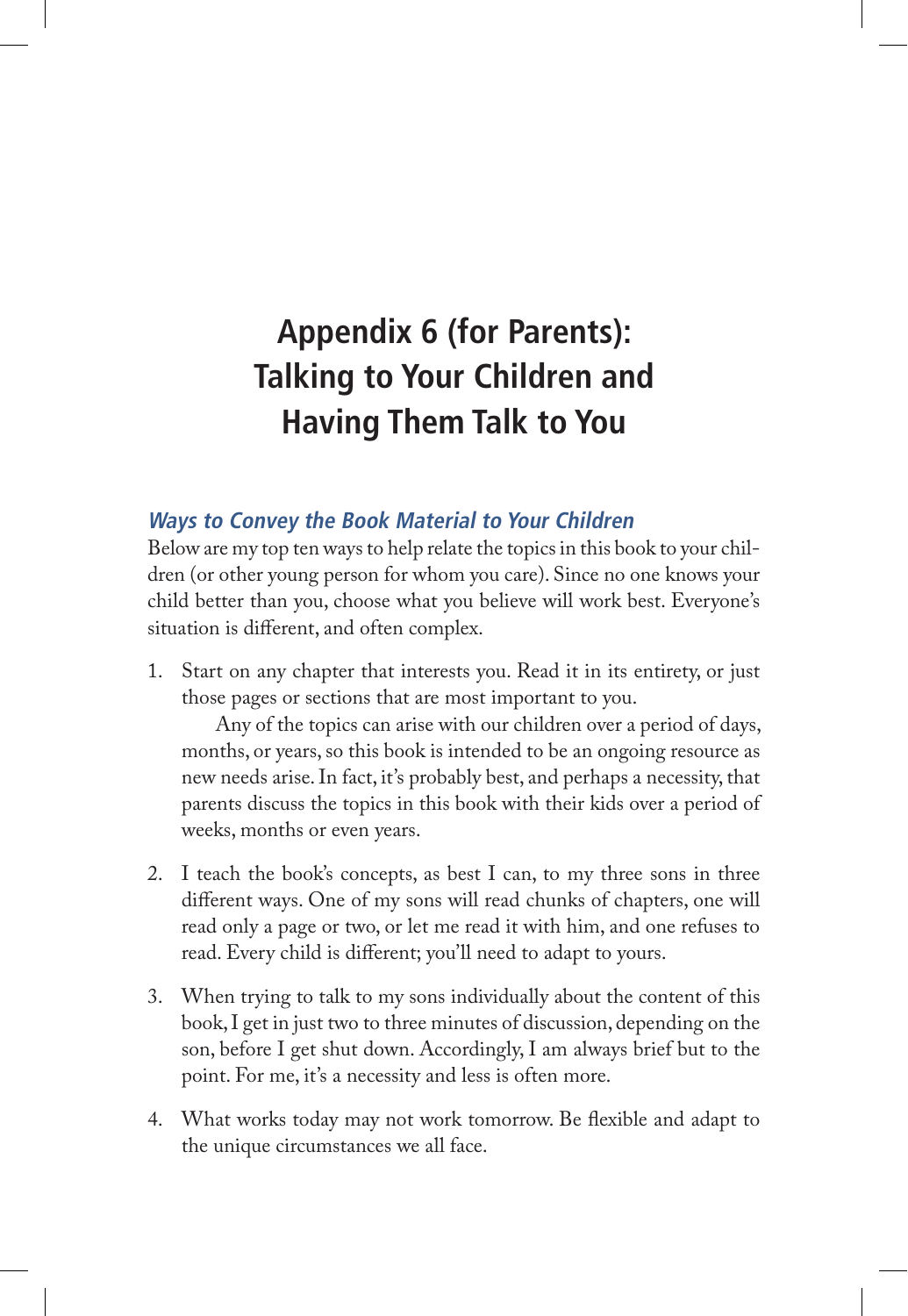# Appendix 6 (for Parents): Talking to Your Children and Having Them Talk to You

### *Ways to Convey the Book Material to Your Children*

Below are my top ten ways to help relate the topics in this book to your children (or other young person for whom you care). Since no one knows your child better than you, choose what you believe will work best. Everyone's situation is different, and often complex.

1. Start on any chapter that interests you. Read it in its entirety, or just those pages or sections that are most important to you.

   Any of the topics can arise with our children over a period of days, months, or years, so this book is intended to be an ongoing resource as new needs arise. In fact, it's probably best, and perhaps a necessity, that parents discuss the topics in this book with their kids over a period of weeks, months or even years.

2. I teach the book's concepts, as best I can, to my three sons in three different ways. One of my sons will read chunks of chapters, one will read only a page or two, or let me read it with him, and one refuses to read. Every child is different; you'll need to adapt to yours.

3. When trying to talk to my sons individually about the content of this book, I get in just two to three minutes of discussion, depending on the son, before I get shut down. Accordingly, I am always brief but to the point. For me, it's a necessity and less is often more.

4. What works today may not work tomorrow. Be flexible and adapt to the unique circumstances we all face.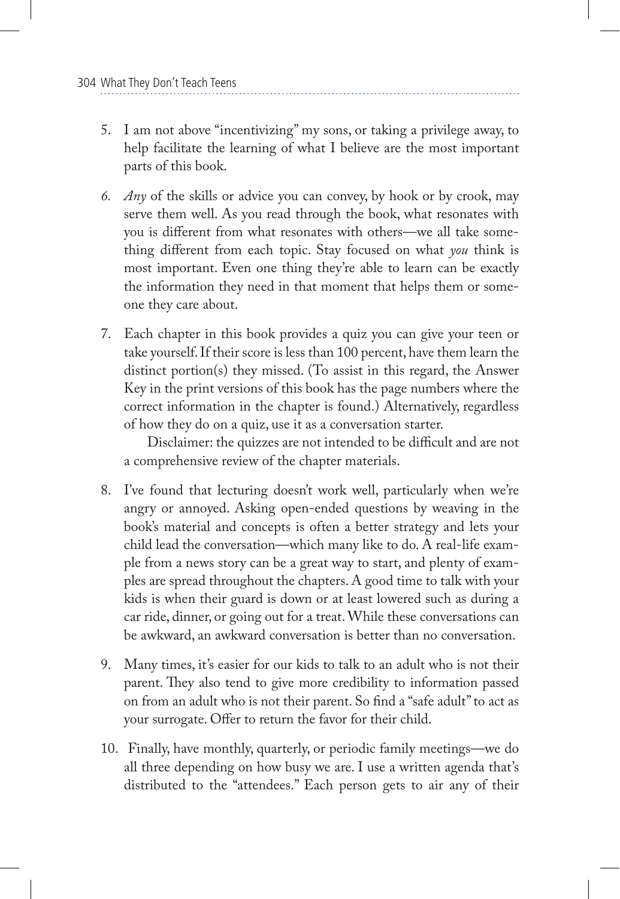5. I am not above "incentivizing" my sons, or taking a privilege away, to help facilitate the learning of what I believe are the most important parts of this book.

6. *Any* of the skills or advice you can convey, by hook or by crook, may serve them well. As you read through the book, what resonates with you is different from what resonates with others—we all take something different from each topic. Stay focused on what *you* think is most important. Even one thing they're able to learn can be exactly the information they need in that moment that helps them or someone they care about.

7. Each chapter in this book provides a quiz you can give your teen or take yourself. If their score is less than 100 percent, have them learn the distinct portion(s) they missed. (To assist in this regard, the Answer Key in the print versions of this book has the page numbers where the correct information in the chapter is found.) Alternatively, regardless of how they do on a quiz, use it as a conversation starter.

   Disclaimer: the quizzes are not intended to be difficult and are not a comprehensive review of the chapter materials.

8. I've found that lecturing doesn't work well, particularly when we're angry or annoyed. Asking open-ended questions by weaving in the book's material and concepts is often a better strategy and lets your child lead the conversation—which many like to do. A real-life example from a news story can be a great way to start, and plenty of examples are spread throughout the chapters. A good time to talk with your kids is when their guard is down or at least lowered such as during a car ride, dinner, or going out for a treat. While these conversations can be awkward, an awkward conversation is better than no conversation.

9. Many times, it's easier for our kids to talk to an adult who is not their parent. They also tend to give more credibility to information passed on from an adult who is not their parent. So find a "safe adult" to act as your surrogate. Offer to return the favor for their child.

10. Finally, have monthly, quarterly, or periodic family meetings—we do all three depending on how busy we are. I use a written agenda that's distributed to the "attendees." Each person gets to air any of their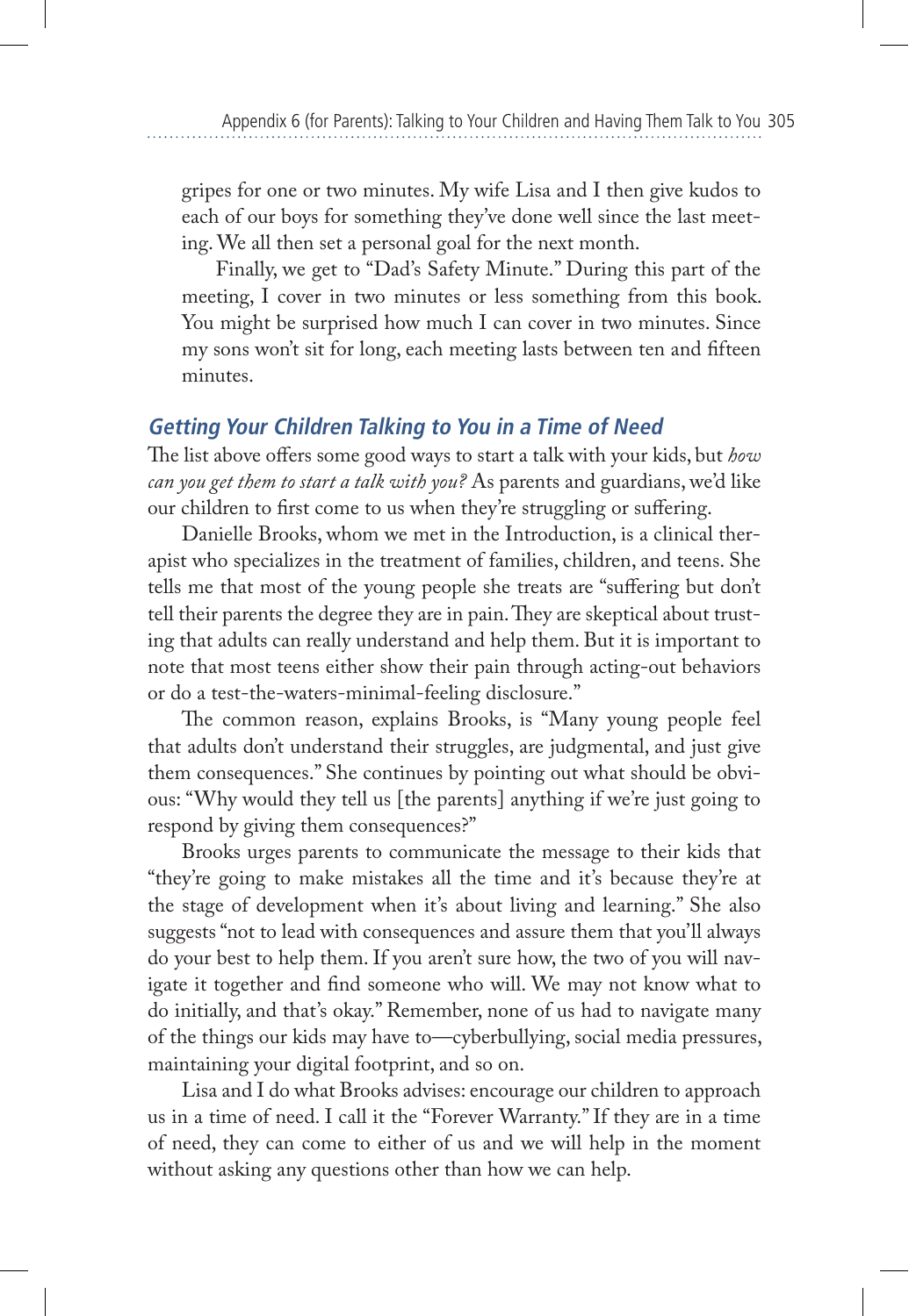gripes for one or two minutes. My wife Lisa and I then give kudos to each of our boys for something they've done well since the last meeting. We all then set a personal goal for the next month.

Finally, we get to "Dad's Safety Minute." During this part of the meeting, I cover in two minutes or less something from this book. You might be surprised how much I can cover in two minutes. Since my sons won't sit for long, each meeting lasts between ten and fifteen minutes.

### *Getting Your Children Talking to You in a Time of Need*

The list above offers some good ways to start a talk with your kids, but *how can you get them to start a talk with you?* As parents and guardians, we'd like our children to first come to us when they're struggling or suffering.

Danielle Brooks, whom we met in the Introduction, is a clinical therapist who specializes in the treatment of families, children, and teens. She tells me that most of the young people she treats are "suffering but don't tell their parents the degree they are in pain. They are skeptical about trusting that adults can really understand and help them. But it is important to note that most teens either show their pain through acting-out behaviors or do a test-the-waters-minimal-feeling disclosure."

The common reason, explains Brooks, is "Many young people feel that adults don't understand their struggles, are judgmental, and just give them consequences." She continues by pointing out what should be obvious: "Why would they tell us [the parents] anything if we're just going to respond by giving them consequences?"

Brooks urges parents to communicate the message to their kids that "they're going to make mistakes all the time and it's because they're at the stage of development when it's about living and learning." She also suggests "not to lead with consequences and assure them that you'll always do your best to help them. If you aren't sure how, the two of you will navigate it together and find someone who will. We may not know what to do initially, and that's okay." Remember, none of us had to navigate many of the things our kids may have to—cyberbullying, social media pressures, maintaining your digital footprint, and so on.

Lisa and I do what Brooks advises: encourage our children to approach us in a time of need. I call it the "Forever Warranty." If they are in a time of need, they can come to either of us and we will help in the moment without asking any questions other than how we can help.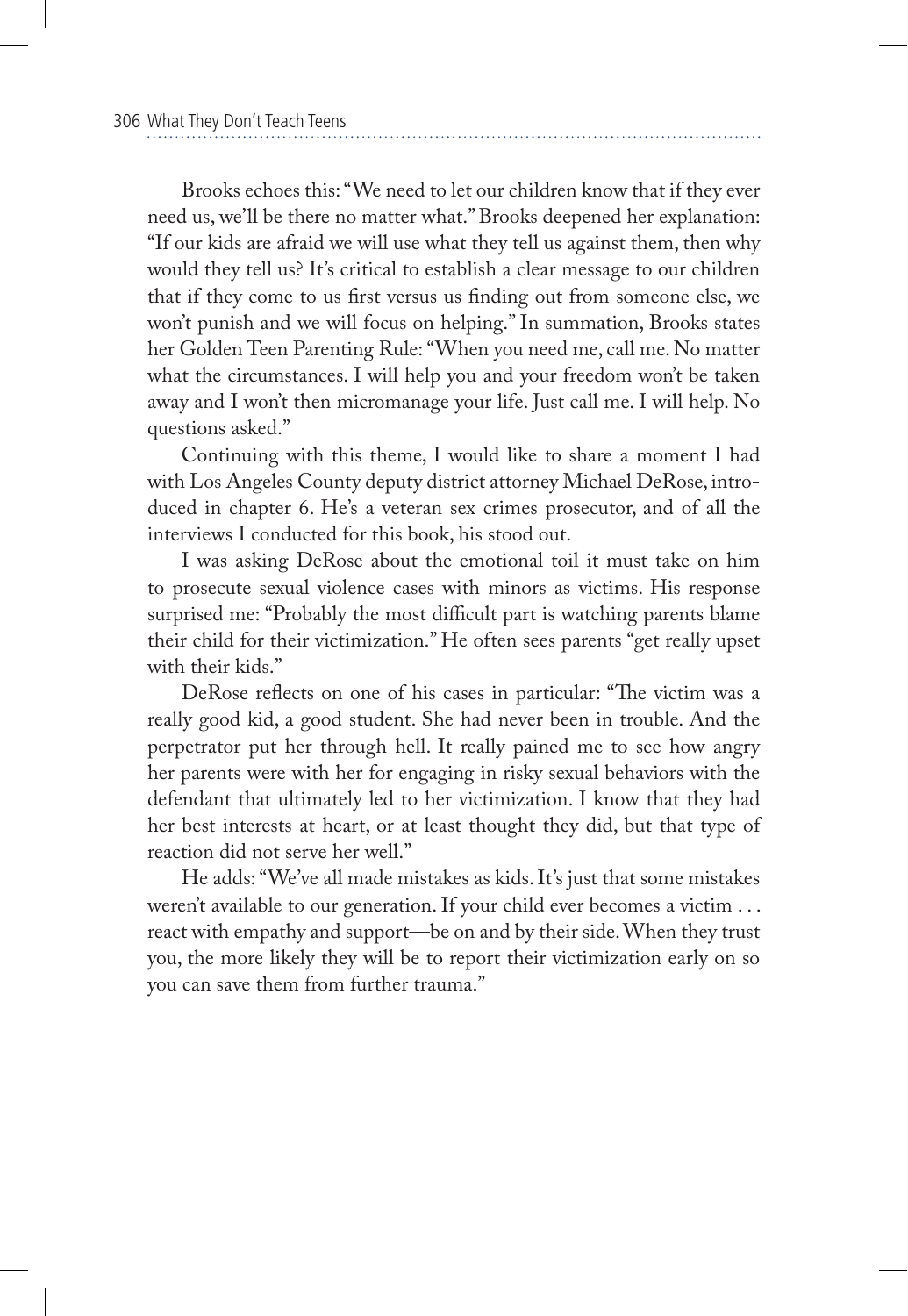Brooks echoes this: "We need to let our children know that if they ever need us, we'll be there no matter what." Brooks deepened her explanation: "If our kids are afraid we will use what they tell us against them, then why would they tell us? It's critical to establish a clear message to our children that if they come to us first versus us finding out from someone else, we won't punish and we will focus on helping." In summation, Brooks states her Golden Teen Parenting Rule: "When you need me, call me. No matter what the circumstances. I will help you and your freedom won't be taken away and I won't then micromanage your life. Just call me. I will help. No questions asked."

Continuing with this theme, I would like to share a moment I had with Los Angeles County deputy district attorney Michael DeRose, introduced in chapter 6. He's a veteran sex crimes prosecutor, and of all the interviews I conducted for this book, his stood out.

I was asking DeRose about the emotional toil it must take on him to prosecute sexual violence cases with minors as victims. His response surprised me: "Probably the most difficult part is watching parents blame their child for their victimization." He often sees parents "get really upset with their kids."

DeRose reflects on one of his cases in particular: "The victim was a really good kid, a good student. She had never been in trouble. And the perpetrator put her through hell. It really pained me to see how angry her parents were with her for engaging in risky sexual behaviors with the defendant that ultimately led to her victimization. I know that they had her best interests at heart, or at least thought they did, but that type of reaction did not serve her well."

He adds: "We've all made mistakes as kids. It's just that some mistakes weren't available to our generation. If your child ever becomes a victim . . . react with empathy and support—be on and by their side. When they trust you, the more likely they will be to report their victimization early on so you can save them from further trauma."